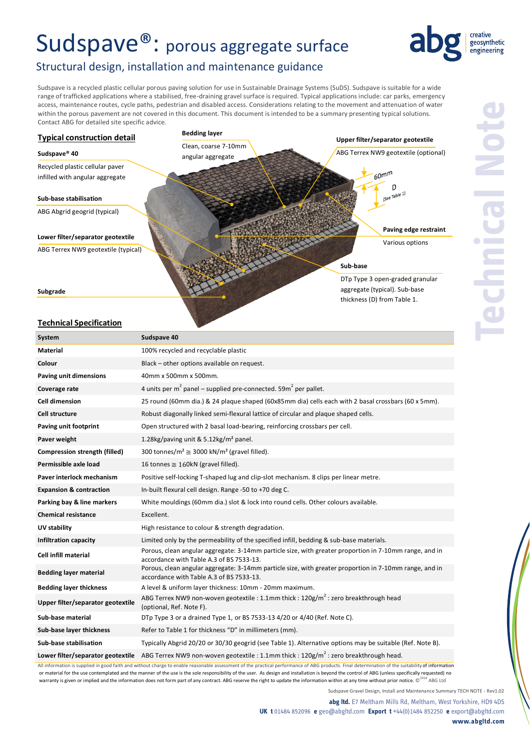# Sudspave®: porous aggregate surface

## Structural design, installation and maintenance guidance

Sudspave is a recycled plastic cellular porous paving solution for use in Sustainable Drainage Systems (SuDS). Sudspave is suitable for a wide range of trafficked applications where a stabilised, free-draining gravel surface is required. Typical applications include: car parks, emergency access, maintenance routes, cycle paths, pedestrian and disabled access. Considerations relating to the movement and attenuation of water within the porous pavement are not covered in this document. This document is intended to be a summary presenting typical solutions. Contact ABG for detailed site specific advice.

### Typical construction detail

**Sudspave® 40**
Recycled plastic cellular paver infilled with angular aggregate

**Bedding layer**
Clean, coarse 7-10mm angular aggregate

**Upper filter/separator geotextile**
ABG Terrex NW9 geotextile (optional)

60mm

D (See Table 1)

**Sub-base stabilisation**
ABG Abgrid geogrid (typical)

**Paving edge restraint**
Various options

**Lower filter/separator geotextile**
ABG Terrex NW9 geotextile (typical)

**Sub-base**
DTp Type 3 open-graded granular aggregate (typical). Sub-base thickness (D) from Table 1.

**Subgrade**

### Technical Specification

| System | Sudspave 40 |
|---|---|
| **Material** | 100% recycled and recyclable plastic |
| **Colour** | Black – other options available on request. |
| **Paving unit dimensions** | 40mm x 500mm x 500mm. |
| **Coverage rate** | 4 units per $m^2$ panel – supplied pre-connected. $59m^2$ per pallet. |
| **Cell dimension** | 25 round (60mm dia.) & 24 plaque shaped (60x85mm dia) cells each with 2 basal crossbars (60 x 5mm). |
| **Cell structure** | Robust diagonally linked semi-flexural lattice of circular and plaque shaped cells. |
| **Paving unit footprint** | Open structured with 2 basal load-bearing, reinforcing crossbars per cell. |
| **Paver weight** | 1.28kg/paving unit & 5.12kg/m² panel. |
| **Compression strength (filled)** | 300 tonnes/m² ≅ 3000 kN/m² (gravel filled). |
| **Permissible axle load** | 16 tonnes ≅ 160kN (gravel filled). |
| **Paver interlock mechanism** | Positive self-locking T-shaped lug and clip-slot mechanism. 8 clips per linear metre. |
| **Expansion & contraction** | In-built flexural cell design. Range -50 to +70 deg C. |
| **Parking bay & line markers** | White mouldings (60mm dia.) slot & lock into round cells. Other colours available. |
| **Chemical resistance** | Excellent. |
| **UV stability** | High resistance to colour & strength degradation. |
| **Infiltration capacity** | Limited only by the permeability of the specified infill, bedding & sub-base materials. |
| **Cell infill material** | Porous, clean angular aggregate: 3-14mm particle size, with greater proportion in 7-10mm range, and in accordance with Table A.3 of BS 7533-13. |
| **Bedding layer material** | Porous, clean angular aggregate: 3-14mm particle size, with greater proportion in 7-10mm range, and in accordance with Table A.3 of BS 7533-13. |
| **Bedding layer thickness** | A level & uniform layer thickness: 10mm - 20mm maximum. |
| **Upper filter/separator geotextile** | ABG Terrex NW9 non-woven geotextile : 1.1mm thick : $120g/m^2$ : zero breakthrough head (optional, Ref. Note F). |
| **Sub-base material** | DTp Type 3 or a drained Type 1, or BS 7533-13 4/20 or 4/40 (Ref. Note C). |
| **Sub-base layer thickness** | Refer to Table 1 for thickness "D" in millimeters (mm). |
| **Sub-base stabilisation** | Typically Abgrid 20/20 or 30/30 geogrid (see Table 1). Alternative options may be suitable (Ref. Note B). |
| **Lower filter/separator geotextile** | ABG Terrex NW9 non-woven geotextile : 1.1mm thick : $120g/m^2$ : zero breakthrough head. |

All information is supplied in good faith and without charge to enable reasonable assessment of the practical performance of ABG products. Final determination of the suitability of information or material for the use contemplated and the manner of the use is the sole responsibility of the user. As design and installation is beyond the control of ABG (unless specifically requested) no warranty is given or implied and the information does not form part of any contract. ABG reserve the right to update the information within at any time without prior notice. ©2014 ABG Ltd

Sudspave Gravel Design, Install and Maintenance Summary TECH NOTE - Rev1.02

**abg ltd.** E7 Meltham Mills Rd, Meltham, West Yorkshire, HD9 4DS
**UK t** 01484 852096 **e** geo@abgltd.com **Export t** +44(0)1484 852250 **e** export@abgltd.com
**www.abgltd.com**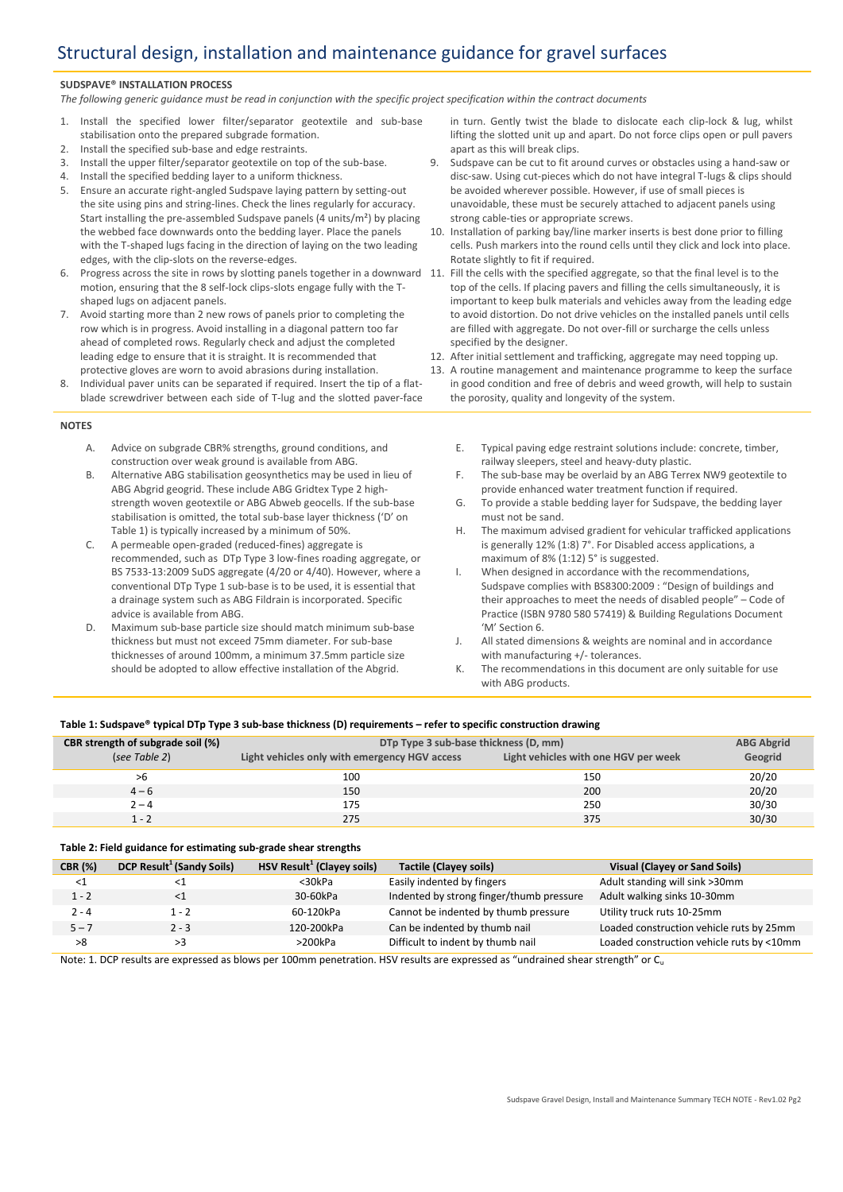# Structural design, installation and maintenance guidance for gravel surfaces

**SUDSPAVE® INSTALLATION PROCESS**

*The following generic guidance must be read in conjunction with the specific project specification within the contract documents*

1. Install the specified lower filter/separator geotextile and sub-base stabilisation onto the prepared subgrade formation.
2. Install the specified sub-base and edge restraints.
3. Install the upper filter/separator geotextile on top of the sub-base.
4. Install the specified bedding layer to a uniform thickness.
5. Ensure an accurate right-angled Sudspave laying pattern by setting-out the site using pins and string-lines. Check the lines regularly for accuracy. Start installing the pre-assembled Sudspave panels (4 units/m²) by placing the webbed face downwards onto the bedding layer. Place the panels with the T-shaped lugs facing in the direction of laying on the two leading edges, with the clip-slots on the reverse-edges.
6. Progress across the site in rows by slotting panels together in a downward motion, ensuring that the 8 self-lock clips-slots engage fully with the T-shaped lugs on adjacent panels.
7. Avoid starting more than 2 new rows of panels prior to completing the row which is in progress. Avoid installing in a diagonal pattern too far ahead of completed rows. Regularly check and adjust the completed leading edge to ensure that it is straight. It is recommended that protective gloves are worn to avoid abrasions during installation.
8. Individual paver units can be separated if required. Insert the tip of a flat-blade screwdriver between each side of T-lug and the slotted paver-face in turn. Gently twist the blade to dislocate each clip-lock & lug, whilst lifting the slotted unit up and apart. Do not force clips open or pull pavers apart as this will break clips.
9. Sudspave can be cut to fit around curves or obstacles using a hand-saw or disc-saw. Using cut-pieces which do not have integral T-lugs & clips should be avoided wherever possible. However, if use of small pieces is unavoidable, these must be securely attached to adjacent panels using strong cable-ties or appropriate screws.
10. Installation of parking bay/line marker inserts is best done prior to filling cells. Push markers into the round cells until they click and lock into place. Rotate slightly to fit if required.
11. Fill the cells with the specified aggregate, so that the final level is to the top of the cells. If placing pavers and filling the cells simultaneously, it is important to keep bulk materials and vehicles away from the leading edge to avoid distortion. Do not drive vehicles on the installed panels until cells are filled with aggregate. Do not over-fill or surcharge the cells unless specified by the designer.
12. After initial settlement and trafficking, aggregate may need topping up.
13. A routine management and maintenance programme to keep the surface in good condition and free of debris and weed growth, will help to sustain the porosity, quality and longevity of the system.

**NOTES**

A. Advice on subgrade CBR% strengths, ground conditions, and construction over weak ground is available from ABG.

B. Alternative ABG stabilisation geosynthetics may be used in lieu of ABG Abgrid geogrid. These include ABG Gridtex Type 2 high-strength woven geotextile or ABG Abweb geocells. If the sub-base stabilisation is omitted, the total sub-base layer thickness ('D' on Table 1) is typically increased by a minimum of 50%.

C. A permeable open-graded (reduced-fines) aggregate is recommended, such as DTp Type 3 low-fines roading aggregate, or BS 7533-13:2009 SuDS aggregate (4/20 or 4/40). However, where a conventional DTp Type 1 sub-base is to be used, it is essential that a drainage system such as ABG Fildrain is incorporated. Specific advice is available from ABG.

D. Maximum sub-base particle size should match minimum sub-base thickness but must not exceed 75mm diameter. For sub-base thicknesses of around 100mm, a minimum 37.5mm particle size should be adopted to allow effective installation of the Abgrid.

E. Typical paving edge restraint solutions include: concrete, timber, railway sleepers, steel and heavy-duty plastic.

F. The sub-base may be overlaid by an ABG Terrex NW9 geotextile to provide enhanced water treatment function if required.

G. To provide a stable bedding layer for Sudspave, the bedding layer must not be sand.

H. The maximum advised gradient for vehicular trafficked applications is generally 12% (1:8) 7°. For Disabled access applications, a maximum of 8% (1:12) 5° is suggested.

I. When designed in accordance with the recommendations, Sudspave complies with BS8300:2009 : "Design of buildings and their approaches to meet the needs of disabled people" – Code of Practice (ISBN 9780 580 57419) & Building Regulations Document 'M' Section 6.

J. All stated dimensions & weights are nominal and in accordance with manufacturing +/- tolerances.

K. The recommendations in this document are only suitable for use with ABG products.

**Table 1: Sudspave® typical DTp Type 3 sub-base thickness (D) requirements – refer to specific construction drawing**

| CBR strength of subgrade soil (%) (*see Table 2*) | DTp Type 3 sub-base thickness (D, mm) | | ABG Abgrid Geogrid |
|---|---|---|---|
| | Light vehicles only with emergency HGV access | Light vehicles with one HGV per week | |
| >6 | 100 | 150 | 20/20 |
| 4 – 6 | 150 | 200 | 20/20 |
| 2 – 4 | 175 | 250 | 30/30 |
| 1 - 2 | 275 | 375 | 30/30 |

**Table 2: Field guidance for estimating sub-grade shear strengths**

| CBR (%) | DCP Result[1] (Sandy Soils) | HSV Result[1] (Clayey soils) | Tactile (Clayey soils) | Visual (Clayey or Sand Soils) |
|---|---|---|---|---|
| <1 | <1 | <30kPa | Easily indented by fingers | Adult standing will sink >30mm |
| 1 - 2 | <1 | 30-60kPa | Indented by strong finger/thumb pressure | Adult walking sinks 10-30mm |
| 2 - 4 | 1 - 2 | 60-120kPa | Cannot be indented by thumb pressure | Utility truck ruts 10-25mm |
| 5 – 7 | 2 - 3 | 120-200kPa | Can be indented by thumb nail | Loaded construction vehicle ruts by 25mm |
| >8 | >3 | >200kPa | Difficult to indent by thumb nail | Loaded construction vehicle ruts by <10mm |

Note: 1. DCP results are expressed as blows per 100mm penetration. HSV results are expressed as "undrained shear strength" or $C_u$